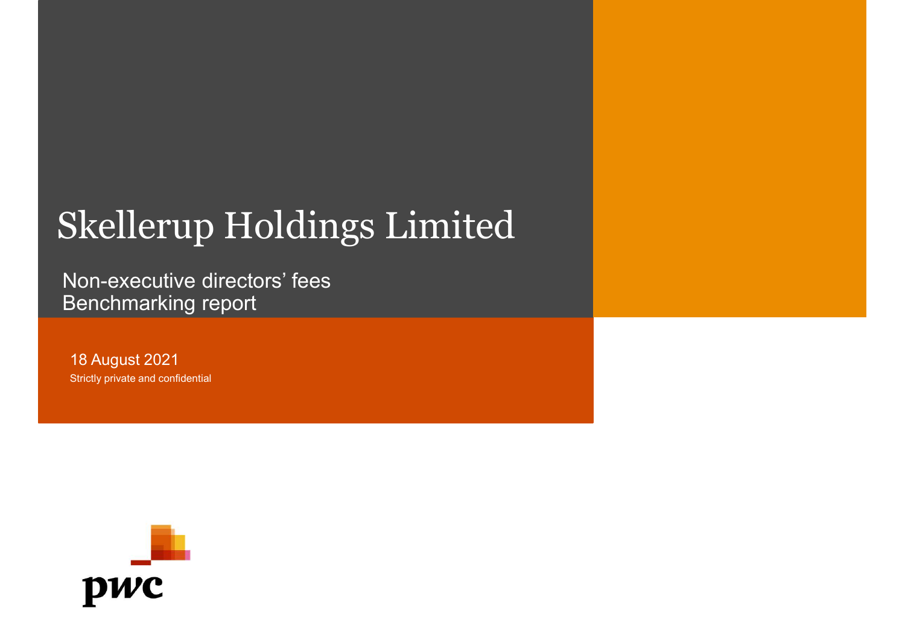# Skellerup Holdings Limited

Non-executive directors' fees
Benchmarking report

18 August 2021

Strictly private and confidential

pwc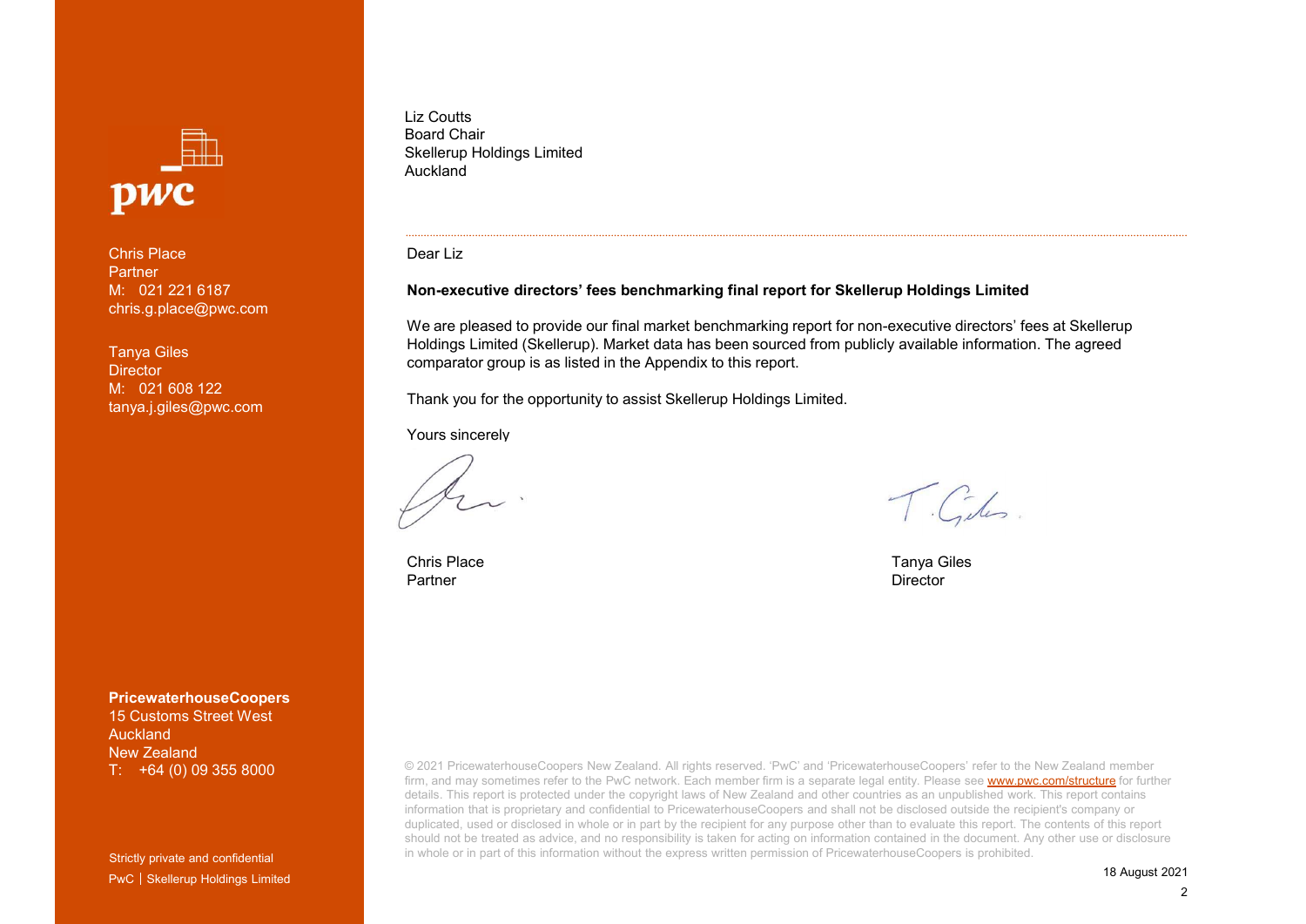Chris Place
Partner
M: 021 221 6187
chris.g.place@pwc.com

Tanya Giles
Director
M: 021 608 122
tanya.j.giles@pwc.com

Liz Coutts
Board Chair
Skellerup Holdings Limited
Auckland

Dear Liz

**Non-executive directors' fees benchmarking final report for Skellerup Holdings Limited**

We are pleased to provide our final market benchmarking report for non-executive directors' fees at Skellerup Holdings Limited (Skellerup). Market data has been sourced from publicly available information. The agreed comparator group is as listed in the Appendix to this report.

Thank you for the opportunity to assist Skellerup Holdings Limited.

Yours sincerely

Chris Place
Partner

Tanya Giles
Director

**PricewaterhouseCoopers**
15 Customs Street West
Auckland
New Zealand
T: +64 (0) 09 355 8000

© 2021 PricewaterhouseCoopers New Zealand. All rights reserved. 'PwC' and 'PricewaterhouseCoopers' refer to the New Zealand member firm, and may sometimes refer to the PwC network. Each member firm is a separate legal entity. Please see www.pwc.com/structure for further details. This report is protected under the copyright laws of New Zealand and other countries as an unpublished work. This report contains information that is proprietary and confidential to PricewaterhouseCoopers and shall not be disclosed outside the recipient's company or duplicated, used or disclosed in whole or in part by the recipient for any purpose other than to evaluate this report. The contents of this report should not be treated as advice, and no responsibility is taken for acting on information contained in the document. Any other use or disclosure in whole or in part of this information without the express written permission of PricewaterhouseCoopers is prohibited.

Strictly private and confidential

18 August 2021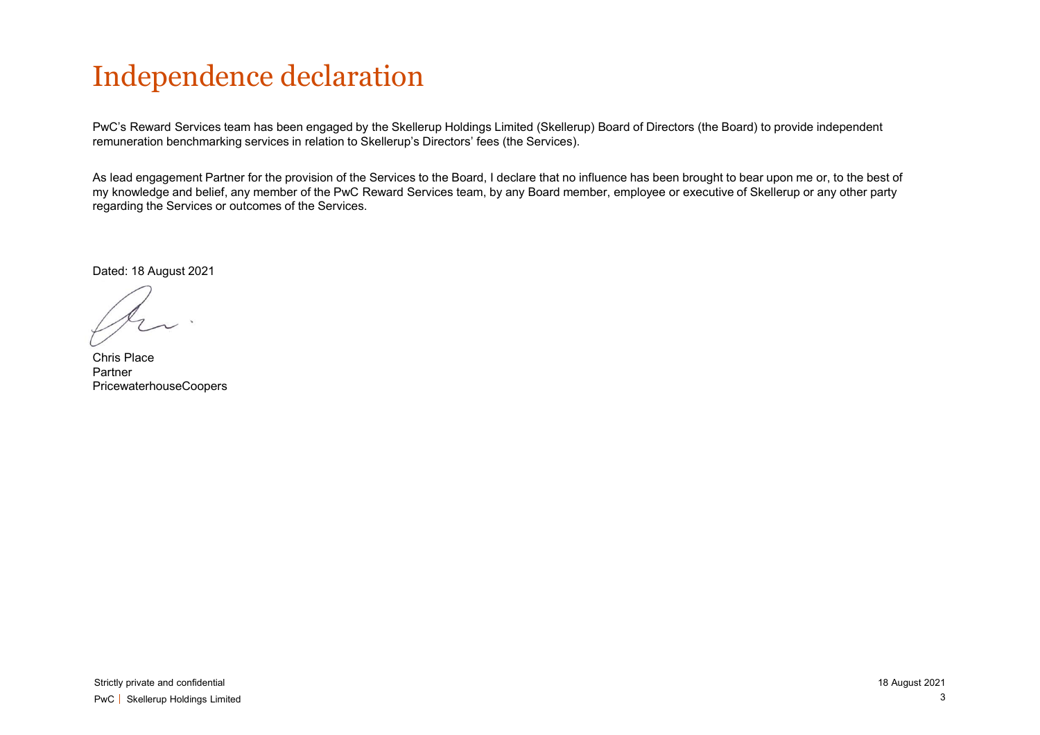# Independence declaration

PwC's Reward Services team has been engaged by the Skellerup Holdings Limited (Skellerup) Board of Directors (the Board) to provide independent remuneration benchmarking services in relation to Skellerup's Directors' fees (the Services).

As lead engagement Partner for the provision of the Services to the Board, I declare that no influence has been brought to bear upon me or, to the best of my knowledge and belief, any member of the PwC Reward Services team, by any Board member, employee or executive of Skellerup or any other party regarding the Services or outcomes of the Services.

Dated: 18 August 2021

Chris Place
Partner
PricewaterhouseCoopers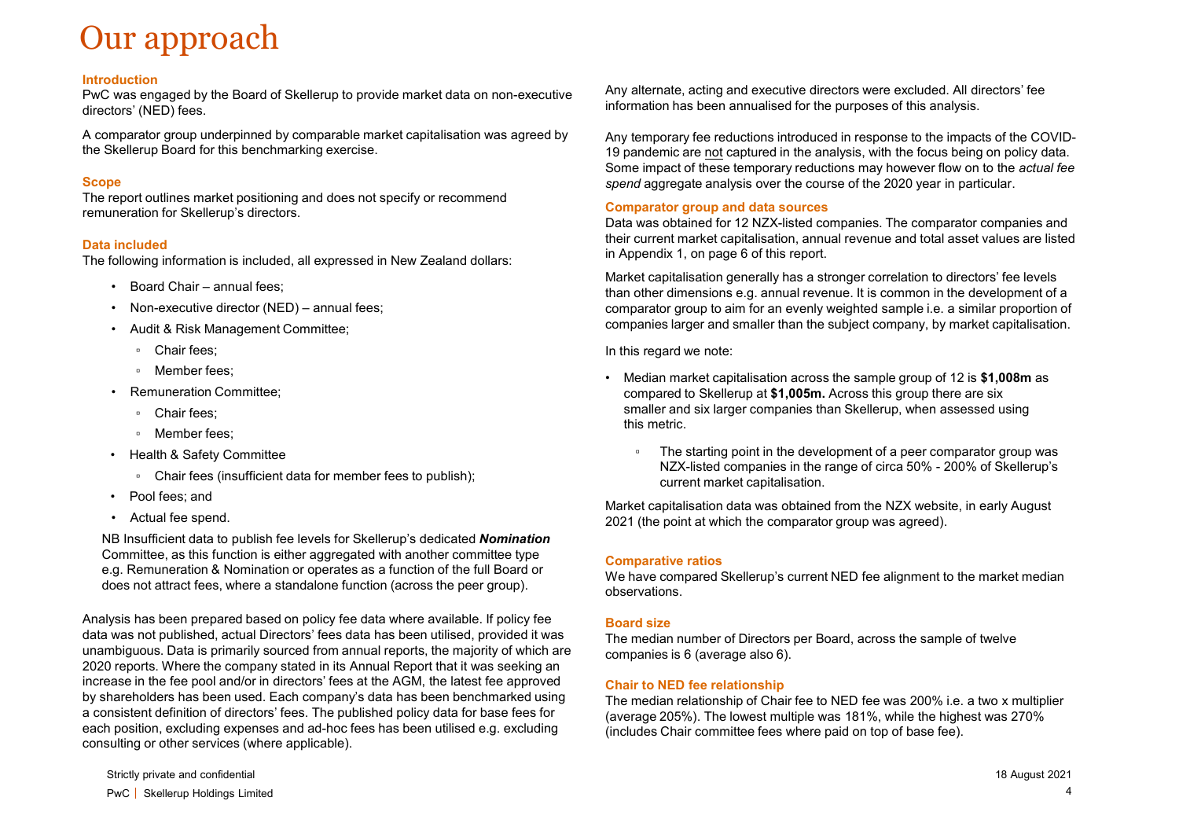# Our approach

### Introduction

PwC was engaged by the Board of Skellerup to provide market data on non-executive directors' (NED) fees.

A comparator group underpinned by comparable market capitalisation was agreed by the Skellerup Board for this benchmarking exercise.

### Scope

The report outlines market positioning and does not specify or recommend remuneration for Skellerup's directors.

### Data included

The following information is included, all expressed in New Zealand dollars:

- Board Chair – annual fees;
- Non-executive director (NED) – annual fees;
- Audit & Risk Management Committee;
  - Chair fees;
  - Member fees;
- Remuneration Committee;
  - Chair fees;
  - Member fees;
- Health & Safety Committee
  - Chair fees (insufficient data for member fees to publish);
- Pool fees; and
- Actual fee spend.

NB Insufficient data to publish fee levels for Skellerup's dedicated ***Nomination*** Committee, as this function is either aggregated with another committee type e.g. Remuneration & Nomination or operates as a function of the full Board or does not attract fees, where a standalone function (across the peer group).

Analysis has been prepared based on policy fee data where available. If policy fee data was not published, actual Directors' fees data has been utilised, provided it was unambiguous. Data is primarily sourced from annual reports, the majority of which are 2020 reports. Where the company stated in its Annual Report that it was seeking an increase in the fee pool and/or in directors' fees at the AGM, the latest fee approved by shareholders has been used. Each company's data has been benchmarked using a consistent definition of directors' fees. The published policy data for base fees for each position, excluding expenses and ad-hoc fees has been utilised e.g. excluding consulting or other services (where applicable).

Any alternate, acting and executive directors were excluded. All directors' fee information has been annualised for the purposes of this analysis.

Any temporary fee reductions introduced in response to the impacts of the COVID-19 pandemic are not captured in the analysis, with the focus being on policy data. Some impact of these temporary reductions may however flow on to the *actual fee spend* aggregate analysis over the course of the 2020 year in particular.

### Comparator group and data sources

Data was obtained for 12 NZX-listed companies. The comparator companies and their current market capitalisation, annual revenue and total asset values are listed in Appendix 1, on page 6 of this report.

Market capitalisation generally has a stronger correlation to directors' fee levels than other dimensions e.g. annual revenue. It is common in the development of a comparator group to aim for an evenly weighted sample i.e. a similar proportion of companies larger and smaller than the subject company, by market capitalisation.

In this regard we note:

- Median market capitalisation across the sample group of 12 is **$1,008m** as compared to Skellerup at **$1,005m.** Across this group there are six smaller and six larger companies than Skellerup, when assessed using this metric.
  - The starting point in the development of a peer comparator group was NZX-listed companies in the range of circa 50% - 200% of Skellerup's current market capitalisation.

Market capitalisation data was obtained from the NZX website, in early August 2021 (the point at which the comparator group was agreed).

### Comparative ratios

We have compared Skellerup's current NED fee alignment to the market median observations.

### Board size

The median number of Directors per Board, across the sample of twelve companies is 6 (average also 6).

### Chair to NED fee relationship

The median relationship of Chair fee to NED fee was 200% i.e. a two x multiplier (average 205%). The lowest multiple was 181%, while the highest was 270% (includes Chair committee fees where paid on top of base fee).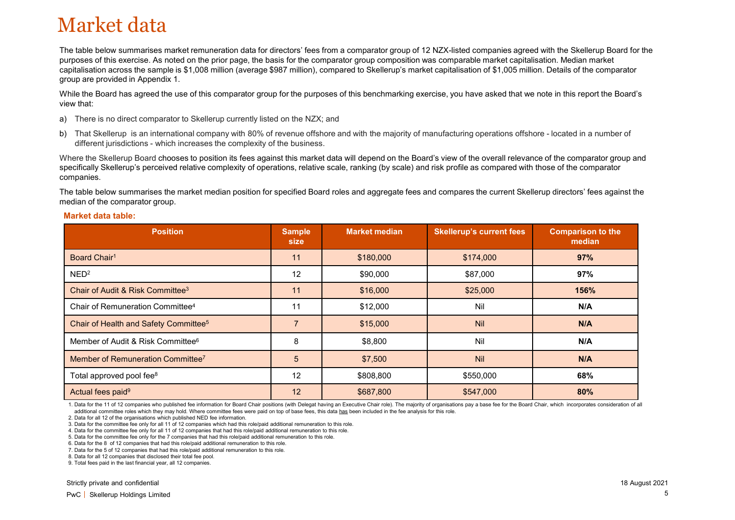# Market data

The table below summarises market remuneration data for directors' fees from a comparator group of 12 NZX-listed companies agreed with the Skellerup Board for the purposes of this exercise. As noted on the prior page, the basis for the comparator group composition was comparable market capitalisation. Median market capitalisation across the sample is $1,008 million (average $987 million), compared to Skellerup's market capitalisation of $1,005 million. Details of the comparator group are provided in Appendix 1.

While the Board has agreed the use of this comparator group for the purposes of this benchmarking exercise, you have asked that we note in this report the Board's view that:

a) There is no direct comparator to Skellerup currently listed on the NZX; and

b) That Skellerup is an international company with 80% of revenue offshore and with the majority of manufacturing operations offshore - located in a number of different jurisdictions - which increases the complexity of the business.

Where the Skellerup Board chooses to position its fees against this market data will depend on the Board's view of the overall relevance of the comparator group and specifically Skellerup's perceived relative complexity of operations, relative scale, ranking (by scale) and risk profile as compared with those of the comparator companies.

The table below summarises the market median position for specified Board roles and aggregate fees and compares the current Skellerup directors' fees against the median of the comparator group.

**Market data table:**

| Position | Sample size | Market median | Skellerup's current fees | Comparison to the median |
|---|---|---|---|---|
| Board Chair[1] | 11 | $180,000 | $174,000 | **97%** |
| NED[2] | 12 | $90,000 | $87,000 | **97%** |
| Chair of Audit & Risk Committee[3] | 11 | $16,000 | $25,000 | **156%** |
| Chair of Remuneration Committee[4] | 11 | $12,000 | Nil | **N/A** |
| Chair of Health and Safety Committee[5] | 7 | $15,000 | Nil | **N/A** |
| Member of Audit & Risk Committee[6] | 8 | $8,800 | Nil | **N/A** |
| Member of Remuneration Committee[7] | 5 | $7,500 | Nil | **N/A** |
| Total approved pool fee[8] | 12 | $808,800 | $550,000 | **68%** |
| Actual fees paid[9] | 12 | $687,800 | $547,000 | **80%** |

1. Data for the 11 of 12 companies who published fee information for Board Chair positions (with Delegat having an Executive Chair role). The majority of organisations pay a base fee for the Board Chair, which incorporates consideration of all additional committee roles which they may hold. Where committee fees were paid on top of base fees, this data has been included in the fee analysis for this role.
2. Data for all 12 of the organisations which published NED fee information.
3. Data for the committee fee only for all 11 of 12 companies which had this role/paid additional remuneration to this role.
4. Data for the committee fee only for all 11 of 12 companies that had this role/paid additional remuneration to this role.
5. Data for the committee fee only for the 7 companies that had this role/paid additional remuneration to this role.
6. Data for the 8 of 12 companies that had this role/paid additional remuneration to this role.
7. Data for the 5 of 12 companies that had this role/paid additional remuneration to this role.
8. Data for all 12 companies that disclosed their total fee pool.
9. Total fees paid in the last financial year, all 12 companies.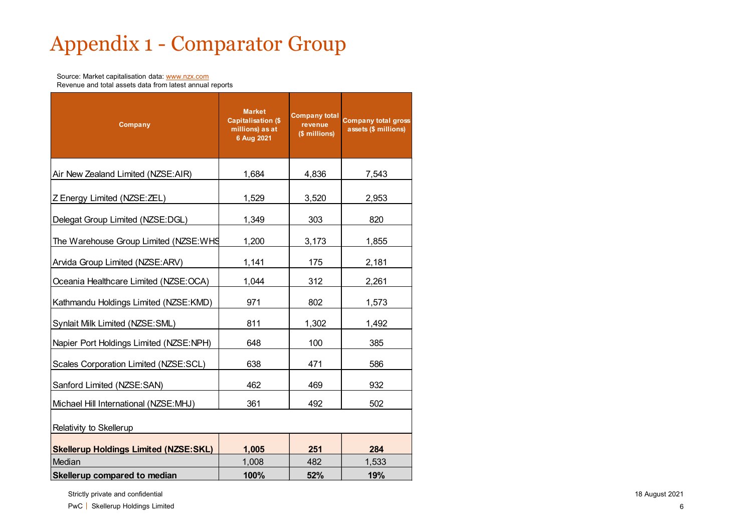# Appendix 1 - Comparator Group

Source: Market capitalisation data: www.nzx.com
Revenue and total assets data from latest annual reports

| Company | Market Capitalisation ($ millions) as at 6 Aug 2021 | Company total revenue ($ millions) | Company total gross assets ($ millions) |
|---|---|---|---|
| Air New Zealand Limited (NZSE:AIR) | 1,684 | 4,836 | 7,543 |
| Z Energy Limited (NZSE:ZEL) | 1,529 | 3,520 | 2,953 |
| Delegat Group Limited (NZSE:DGL) | 1,349 | 303 | 820 |
| The Warehouse Group Limited (NZSE:WHS | 1,200 | 3,173 | 1,855 |
| Arvida Group Limited (NZSE:ARV) | 1,141 | 175 | 2,181 |
| Oceania Healthcare Limited (NZSE:OCA) | 1,044 | 312 | 2,261 |
| Kathmandu Holdings Limited (NZSE:KMD) | 971 | 802 | 1,573 |
| Synlait Milk Limited (NZSE:SML) | 811 | 1,302 | 1,492 |
| Napier Port Holdings Limited (NZSE:NPH) | 648 | 100 | 385 |
| Scales Corporation Limited (NZSE:SCL) | 638 | 471 | 586 |
| Sanford Limited (NZSE:SAN) | 462 | 469 | 932 |
| Michael Hill International (NZSE:MHJ) | 361 | 492 | 502 |
| Relativity to Skellerup | | | |
| **Skellerup Holdings Limited (NZSE:SKL)** | **1,005** | **251** | **284** |
| Median | 1,008 | 482 | 1,533 |
| **Skellerup compared to median** | **100%** | **52%** | **19%** |

Strictly private and confidential

18 August 2021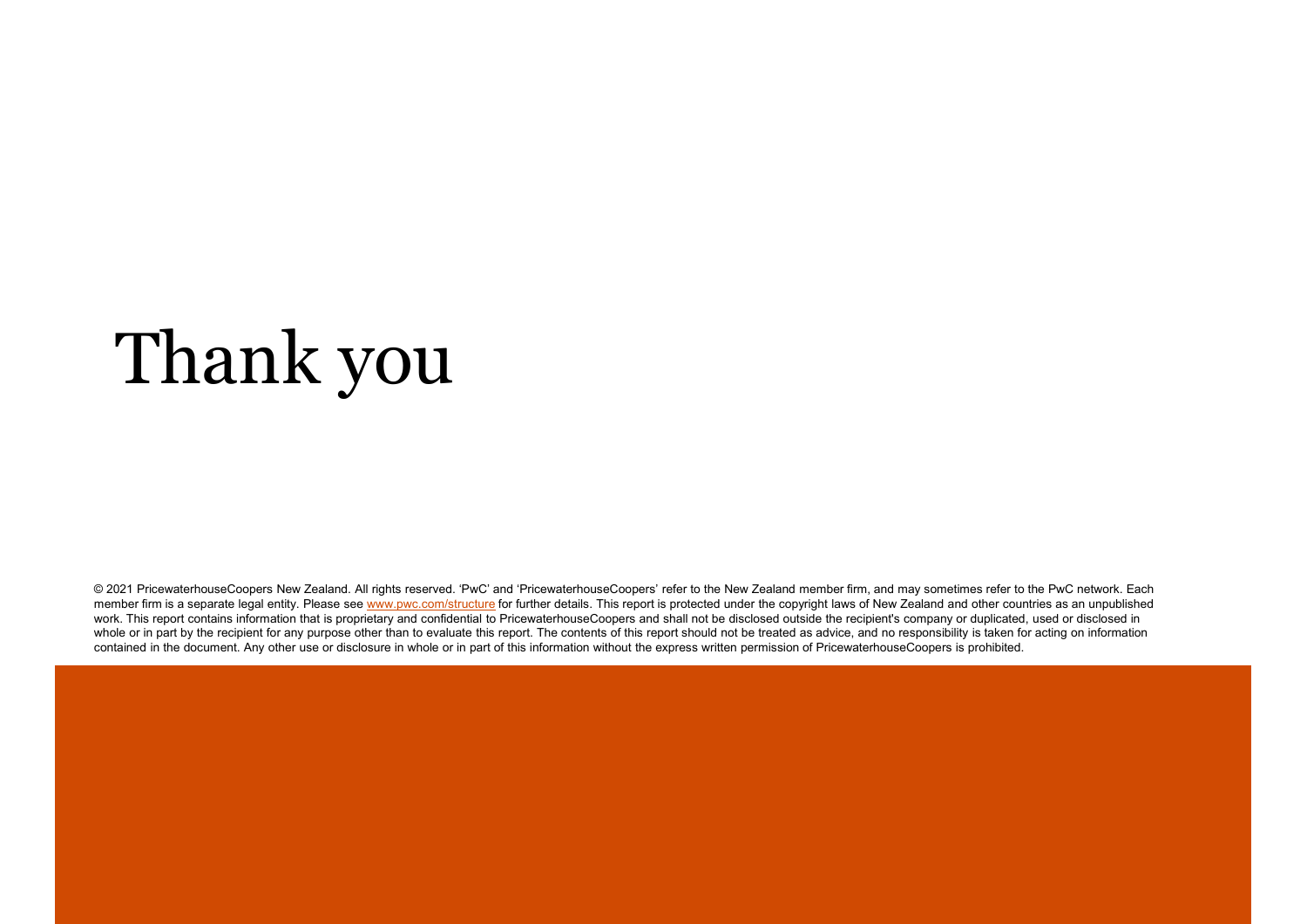# Thank you

© 2021 PricewaterhouseCoopers New Zealand. All rights reserved. 'PwC' and 'PricewaterhouseCoopers' refer to the New Zealand member firm, and may sometimes refer to the PwC network. Each member firm is a separate legal entity. Please see www.pwc.com/structure for further details. This report is protected under the copyright laws of New Zealand and other countries as an unpublished work. This report contains information that is proprietary and confidential to PricewaterhouseCoopers and shall not be disclosed outside the recipient's company or duplicated, used or disclosed in whole or in part by the recipient for any purpose other than to evaluate this report. The contents of this report should not be treated as advice, and no responsibility is taken for acting on information contained in the document. Any other use or disclosure in whole or in part of this information without the express written permission of PricewaterhouseCoopers is prohibited.